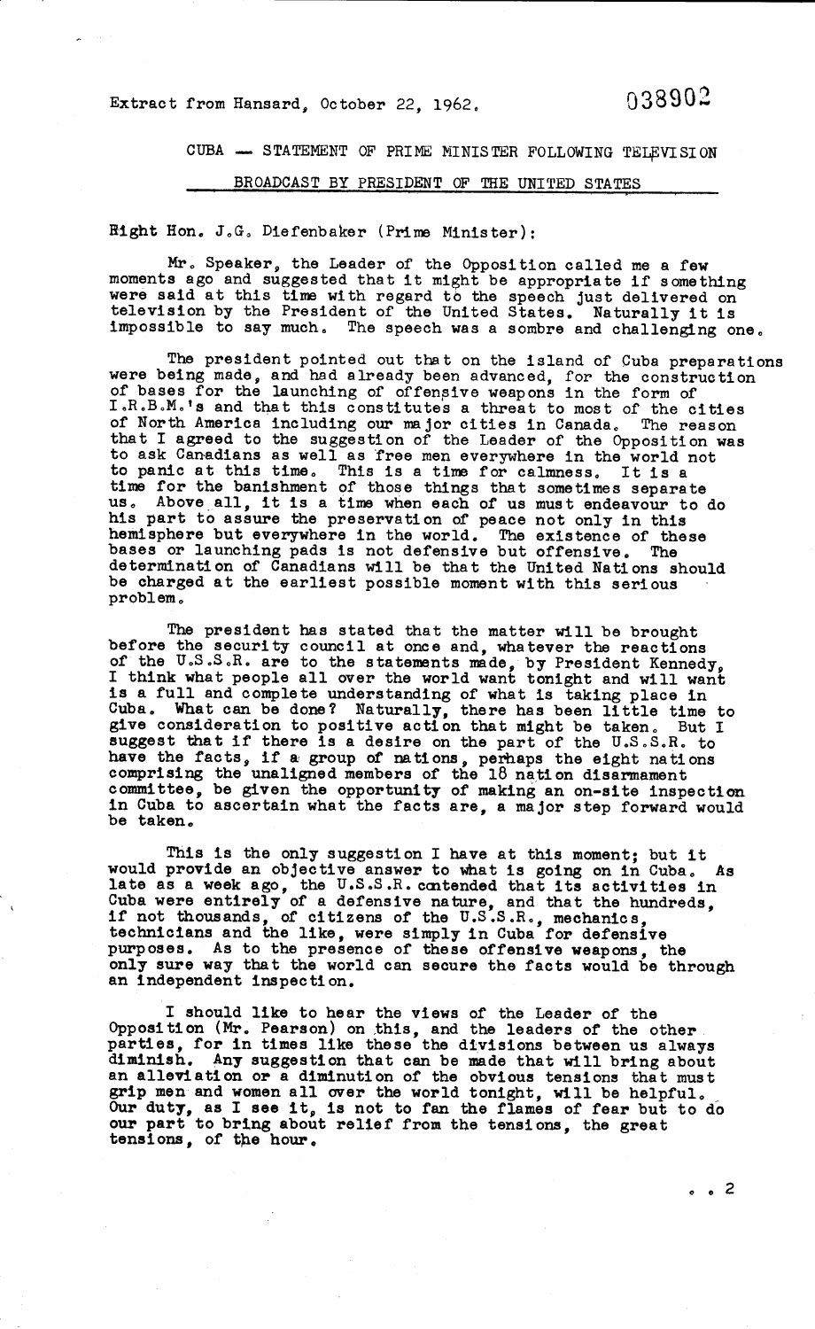Extract from Hansard, October 22, 1962. 038902

## CUBA — STATEMENT OF PRIME MINISTER FOLLOWING TELEVISION BROADCAST BY PRESIDENT OF THE UNITED STATES

Right Hon. J.G. Diefenbaker (Prime Minister):

Mr. Speaker, the Leader of the Opposition called me a few moments ago and suggested that it might be appropriate if something were said at this time with regard to the speech just delivered on television by the President of the United States. Naturally it is impossible to say much. The speech was a sombre and challenging one.

The president pointed out that on the island of Cuba preparations were being made, and had already been advanced, for the construction of bases for the launching of offensive weapons in the form of I.R.B.M.'s and that this constitutes a threat to most of the cities of North America including our major cities in Canada. The reason that I agreed to the suggestion of the Leader of the Opposition was to ask Canadians as well as free men everywhere in the world not to panic at this time. This is a time for calmness. It is a time for the banishment of those things that sometimes separate us. Above all, it is a time when each of us must endeavour to do his part to assure the preservation of peace not only in this hemisphere but everywhere in the world. The existence of these bases or launching pads is not defensive but offensive. The determination of Canadians will be that the United Nations should be charged at the earliest possible moment with this serious problem.

The president has stated that the matter will be brought before the security council at once and, whatever the reactions of the U.S.S.R. are to the statements made, by President Kennedy, I think what people all over the world want tonight and will want is a full and complete understanding of what is taking place in Cuba. What can be done? Naturally, there has been little time to give consideration to positive action that might be taken. But I suggest that if there is a desire on the part of the U.S.S.R. to have the facts, if a group of nations, perhaps the eight nations comprising the unaligned members of the 18 nation disarmament committee, be given the opportunity of making an on-site inspection in Cuba to ascertain what the facts are, a major step forward would be taken.

This is the only suggestion I have at this moment; but it would provide an objective answer to what is going on in Cuba. As late as a week ago, the U.S.S.R. contended that its activities in Cuba were entirely of a defensive nature, and that the hundreds, if not thousands, of citizens of the U.S.S.R., mechanics, technicians and the like, were simply in Cuba for defensive purposes. As to the presence of these offensive weapons, the only sure way that the world can secure the facts would be through an independent inspection.

I should like to hear the views of the Leader of the Opposition (Mr. Pearson) on this, and the leaders of the other parties, for in times like these the divisions between us always diminish. Any suggestion that can be made that will bring about an alleviation or a diminution of the obvious tensions that must grip men and women all over the world tonight, will be helpful. Our duty, as I see it, is not to fan the flames of fear but to do our part to bring about relief from the tensions, the great tensions, of the hour.

. . 2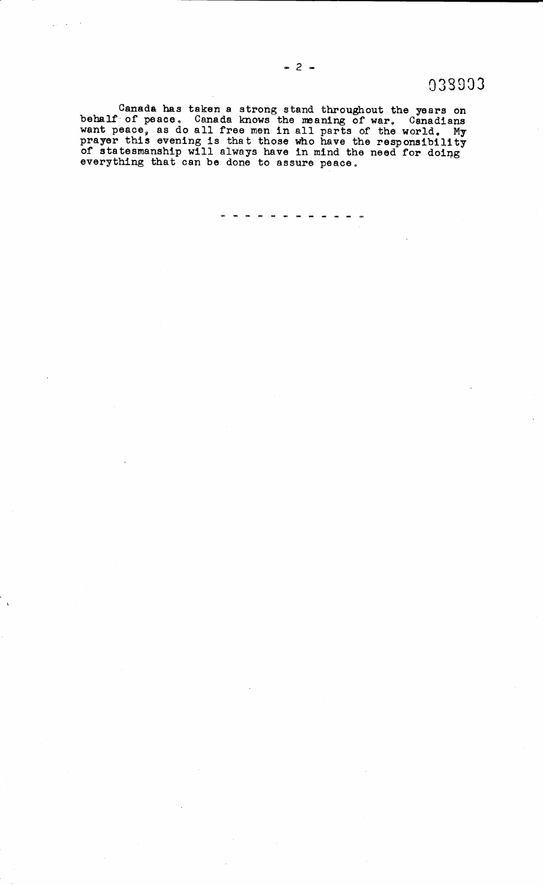Canada has taken a strong stand throughout the years on behalf of peace. Canada knows the meaning of war. Canadians want peace, as do all free men in all parts of the world. My prayer this evening is that those who have the responsibility of statesmanship will always have in mind the need for doing everything that can be done to assure peace.

- - - - - - - - - - - -